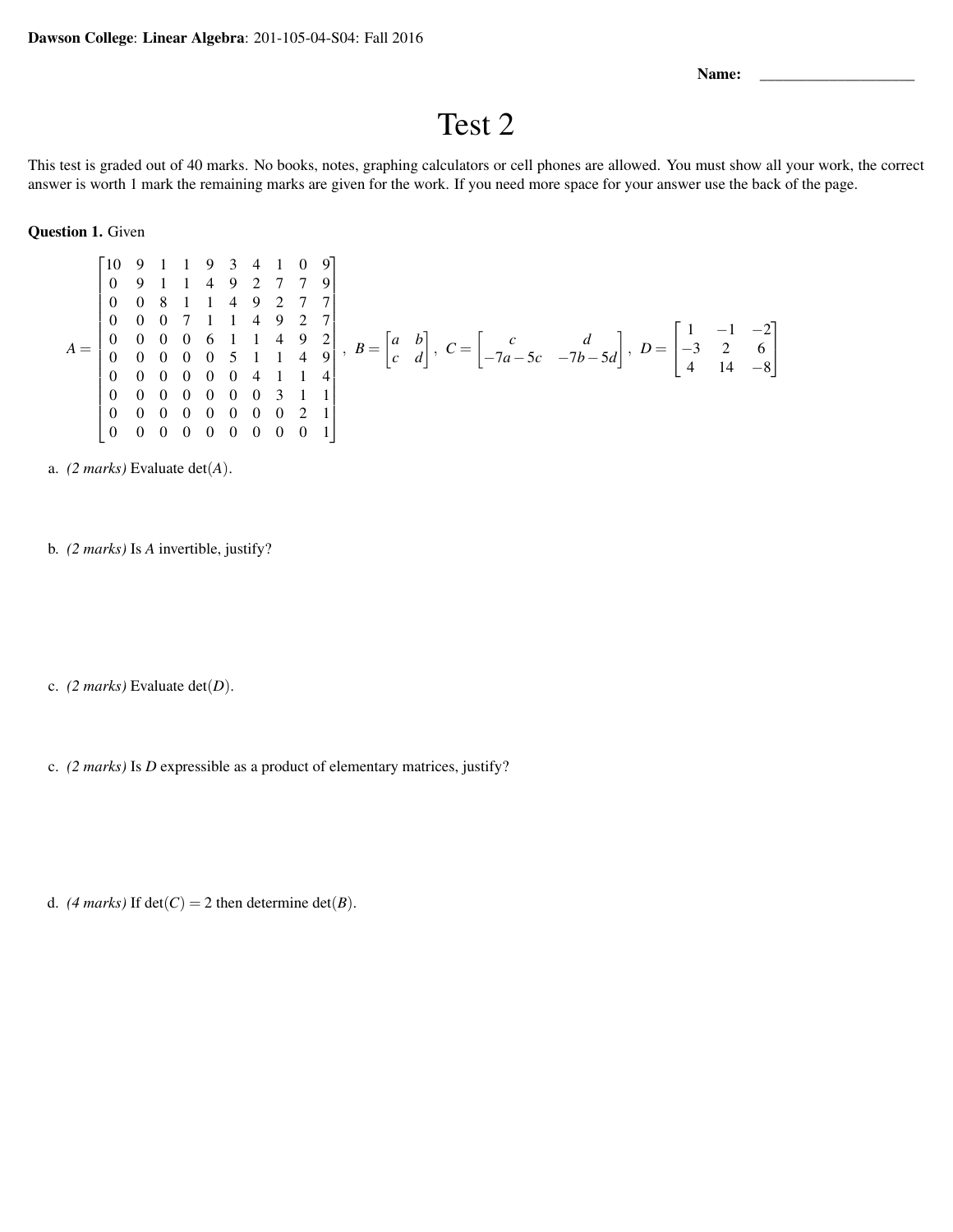**Dawson College**: **Linear Algebra**: 201-105-04-S04: Fall 2016

**Name:** ____________________

# Test 2

This test is graded out of 40 marks. No books, notes, graphing calculators or cell phones are allowed. You must show all your work, the correct answer is worth 1 mark the remaining marks are given for the work. If you need more space for your answer use the back of the page.

**Question 1.** Given

$$A = \begin{bmatrix} 10 & 9 & 1 & 1 & 9 & 3 & 4 & 1 & 0 & 9 \\ 0 & 9 & 1 & 1 & 4 & 9 & 2 & 7 & 7 & 9 \\ 0 & 0 & 8 & 1 & 1 & 4 & 9 & 2 & 7 & 7 \\ 0 & 0 & 0 & 7 & 1 & 1 & 4 & 9 & 2 & 7 \\ 0 & 0 & 0 & 0 & 6 & 1 & 1 & 4 & 9 & 2 \\ 0 & 0 & 0 & 0 & 0 & 5 & 1 & 1 & 4 & 9 \\ 0 & 0 & 0 & 0 & 0 & 0 & 4 & 1 & 1 & 4 \\ 0 & 0 & 0 & 0 & 0 & 0 & 0 & 3 & 1 & 1 \\ 0 & 0 & 0 & 0 & 0 & 0 & 0 & 0 & 2 & 1 \\ 0 & 0 & 0 & 0 & 0 & 0 & 0 & 0 & 0 & 1 \end{bmatrix}, \quad B = \begin{bmatrix} a & b \\ c & d \end{bmatrix}, \quad C = \begin{bmatrix} c & d \\ -7a-5c & -7b-5d \end{bmatrix}, \quad D = \begin{bmatrix} 1 & -1 & -2 \\ -3 & 2 & 6 \\ 4 & 14 & -8 \end{bmatrix}$$

a. *(2 marks)* Evaluate $\det(A)$.

b. *(2 marks)* Is $A$ invertible, justify?

c. *(2 marks)* Evaluate $\det(D)$.

c. *(2 marks)* Is $D$ expressible as a product of elementary matrices, justify?

d. *(4 marks)* If $\det(C) = 2$ then determine $\det(B)$.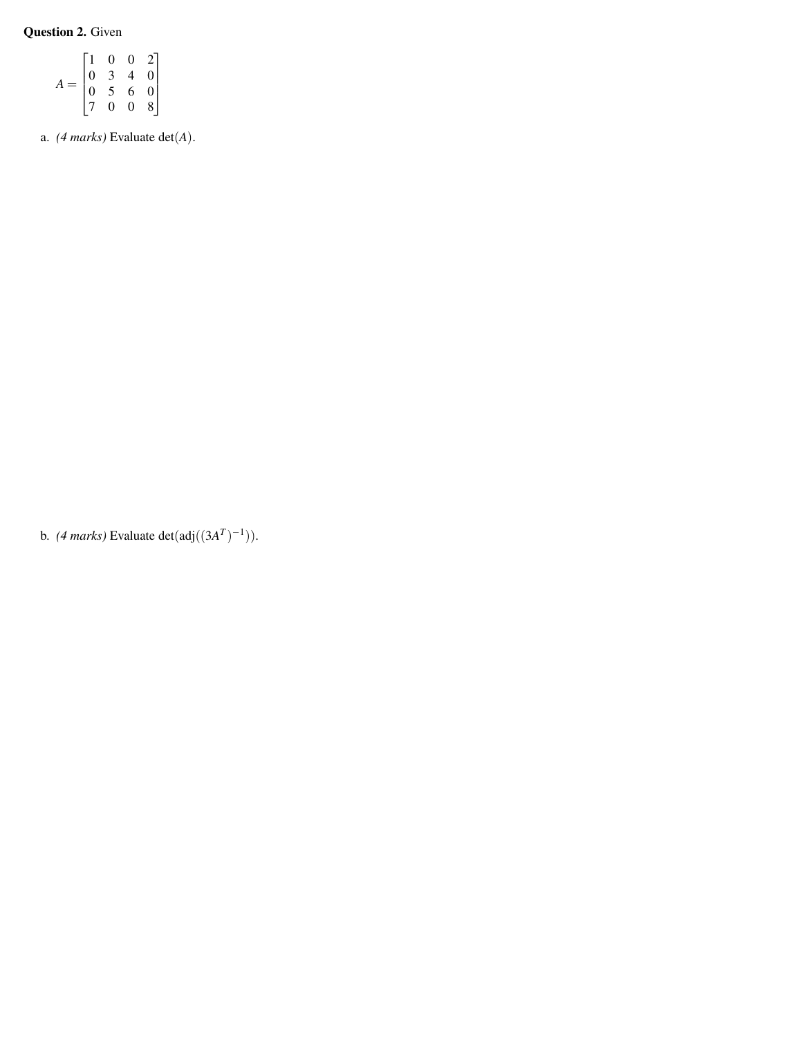**Question 2.** Given

$$A = \begin{bmatrix} 1 & 0 & 0 & 2 \\ 0 & 3 & 4 & 0 \\ 0 & 5 & 6 & 0 \\ 7 & 0 & 0 & 8 \end{bmatrix}$$

a. *(4 marks)* Evaluate $\det(A)$.

b. *(4 marks)* Evaluate $\det(\operatorname{adj}((3A^T)^{-1}))$.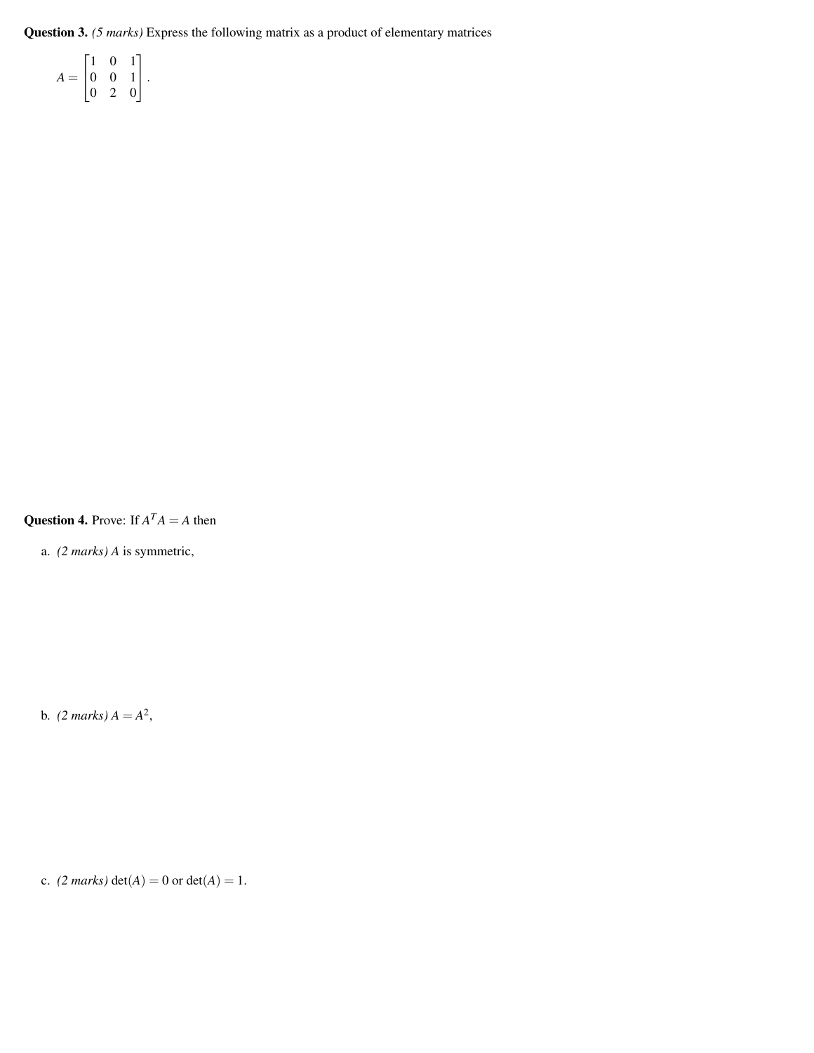**Question 3.** *(5 marks)* Express the following matrix as a product of elementary matrices

$$A = \begin{bmatrix} 1 & 0 & 1 \\ 0 & 0 & 1 \\ 0 & 2 & 0 \end{bmatrix}.$$

**Question 4.** Prove: If $A^T A = A$ then

a. *(2 marks)* $A$ is symmetric,

b. *(2 marks)* $A = A^2$,

c. *(2 marks)* $\det(A) = 0$ or $\det(A) = 1$.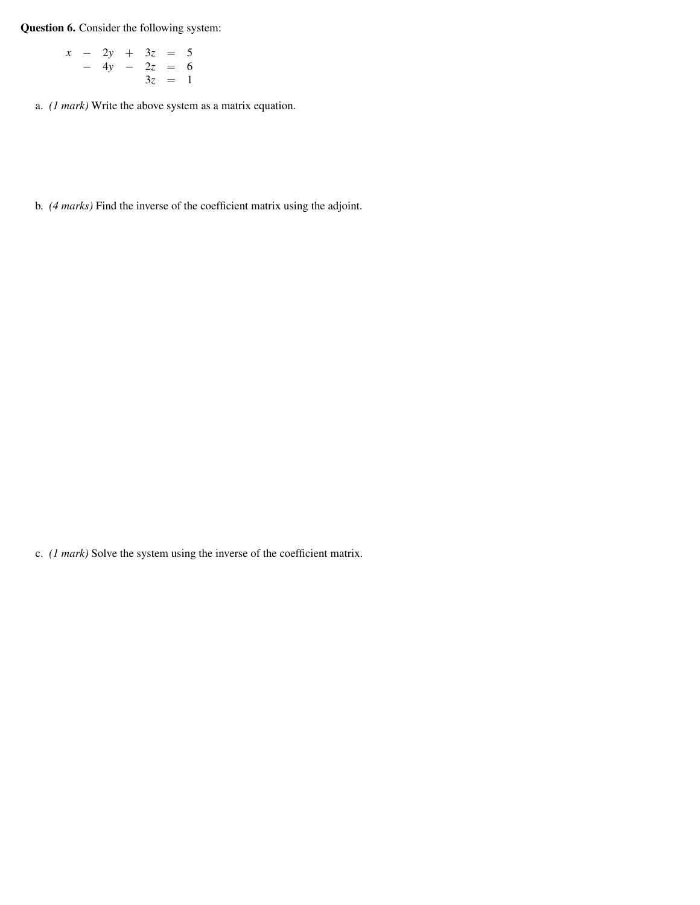**Question 6.** Consider the following system:

$$
\begin{array}{rcrcrcr}
x & - & 2y & + & 3z & = & 5 \\
 & - & 4y & - & 2z & = & 6 \\
 & & & & 3z & = & 1
\end{array}
$$

a. *(1 mark)* Write the above system as a matrix equation.

b. *(4 marks)* Find the inverse of the coefficient matrix using the adjoint.

c. *(1 mark)* Solve the system using the inverse of the coefficient matrix.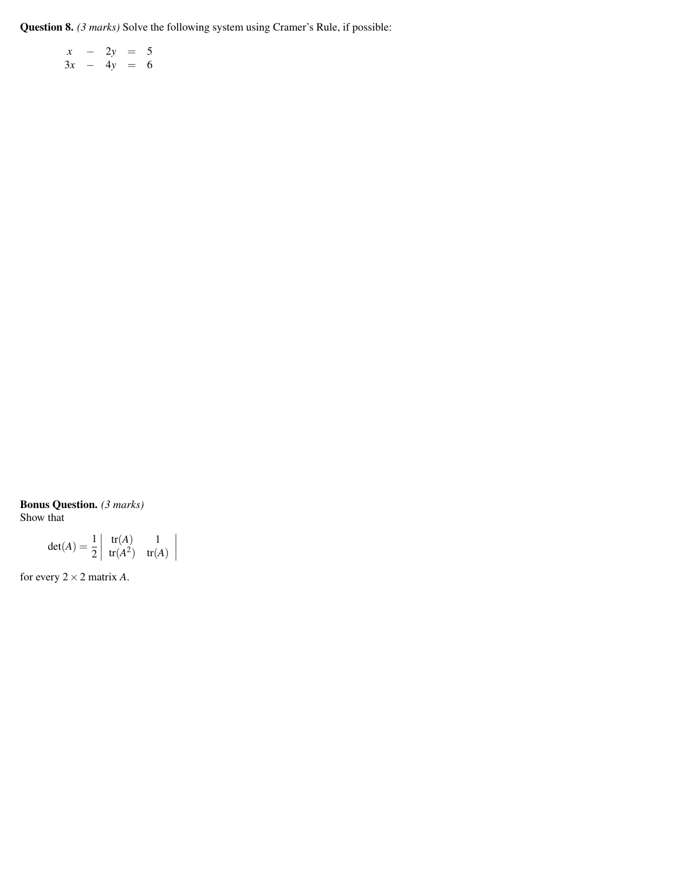**Question 8.** *(3 marks)* Solve the following system using Cramer's Rule, if possible:

$$\begin{array}{rcrcr} x & - & 2y & = & 5 \\ 3x & - & 4y & = & 6 \end{array}$$

**Bonus Question.** *(3 marks)*
Show that

$$\det(A) = \frac{1}{2}\begin{vmatrix} \operatorname{tr}(A) & 1 \\ \operatorname{tr}(A^2) & \operatorname{tr}(A) \end{vmatrix}$$

for every $2 \times 2$ matrix $A$.